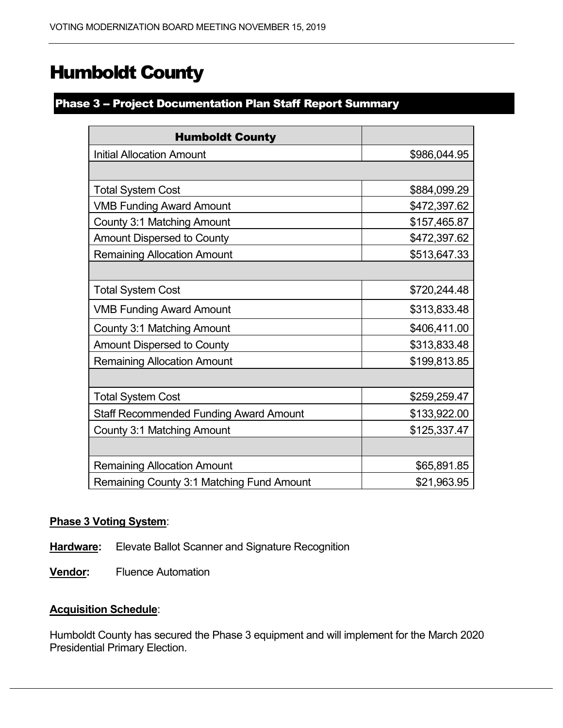# Humboldt County

## Phase 3 – Project Documentation Plan Staff Report Summary

| Humboldt County | |
|---|---|
| Initial Allocation Amount | $986,044.95 |
| | |
| Total System Cost | $884,099.29 |
| VMB Funding Award Amount | $472,397.62 |
| County 3:1 Matching Amount | $157,465.87 |
| Amount Dispersed to County | $472,397.62 |
| Remaining Allocation Amount | $513,647.33 |
| | |
| Total System Cost | $720,244.48 |
| VMB Funding Award Amount | $313,833.48 |
| County 3:1 Matching Amount | $406,411.00 |
| Amount Dispersed to County | $313,833.48 |
| Remaining Allocation Amount | $199,813.85 |
| | |
| Total System Cost | $259,259.47 |
| Staff Recommended Funding Award Amount | $133,922.00 |
| County 3:1 Matching Amount | $125,337.47 |
| | |
| Remaining Allocation Amount | $65,891.85 |
| Remaining County 3:1 Matching Fund Amount | $21,963.95 |

**Phase 3 Voting System**:

**Hardware:** Elevate Ballot Scanner and Signature Recognition

**Vendor:** Fluence Automation

**Acquisition Schedule**:

Humboldt County has secured the Phase 3 equipment and will implement for the March 2020 Presidential Primary Election.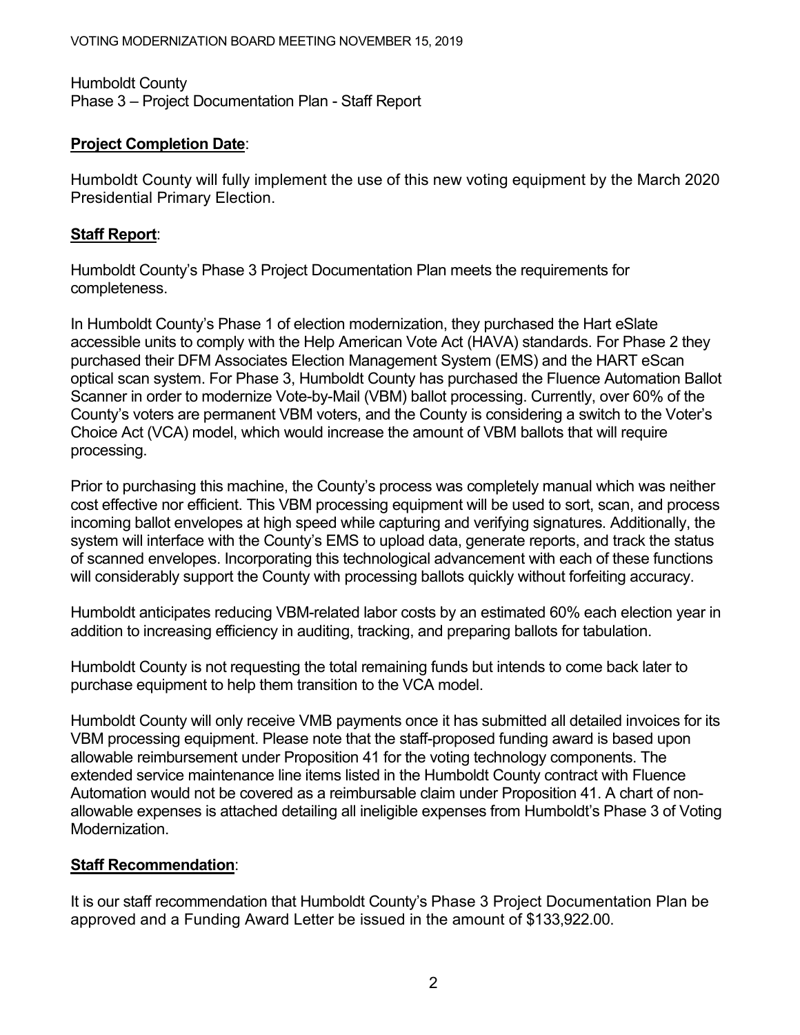Humboldt County
Phase 3 – Project Documentation Plan - Staff Report

**Project Completion Date**:

Humboldt County will fully implement the use of this new voting equipment by the March 2020 Presidential Primary Election.

**Staff Report**:

Humboldt County's Phase 3 Project Documentation Plan meets the requirements for completeness.

In Humboldt County's Phase 1 of election modernization, they purchased the Hart eSlate accessible units to comply with the Help American Vote Act (HAVA) standards. For Phase 2 they purchased their DFM Associates Election Management System (EMS) and the HART eScan optical scan system. For Phase 3, Humboldt County has purchased the Fluence Automation Ballot Scanner in order to modernize Vote-by-Mail (VBM) ballot processing. Currently, over 60% of the County's voters are permanent VBM voters, and the County is considering a switch to the Voter's Choice Act (VCA) model, which would increase the amount of VBM ballots that will require processing.

Prior to purchasing this machine, the County's process was completely manual which was neither cost effective nor efficient. This VBM processing equipment will be used to sort, scan, and process incoming ballot envelopes at high speed while capturing and verifying signatures. Additionally, the system will interface with the County's EMS to upload data, generate reports, and track the status of scanned envelopes. Incorporating this technological advancement with each of these functions will considerably support the County with processing ballots quickly without forfeiting accuracy.

Humboldt anticipates reducing VBM-related labor costs by an estimated 60% each election year in addition to increasing efficiency in auditing, tracking, and preparing ballots for tabulation.

Humboldt County is not requesting the total remaining funds but intends to come back later to purchase equipment to help them transition to the VCA model.

Humboldt County will only receive VMB payments once it has submitted all detailed invoices for its VBM processing equipment. Please note that the staff-proposed funding award is based upon allowable reimbursement under Proposition 41 for the voting technology components. The extended service maintenance line items listed in the Humboldt County contract with Fluence Automation would not be covered as a reimbursable claim under Proposition 41. A chart of non-allowable expenses is attached detailing all ineligible expenses from Humboldt's Phase 3 of Voting Modernization.

**Staff Recommendation**:

It is our staff recommendation that Humboldt County's Phase 3 Project Documentation Plan be approved and a Funding Award Letter be issued in the amount of $133,922.00.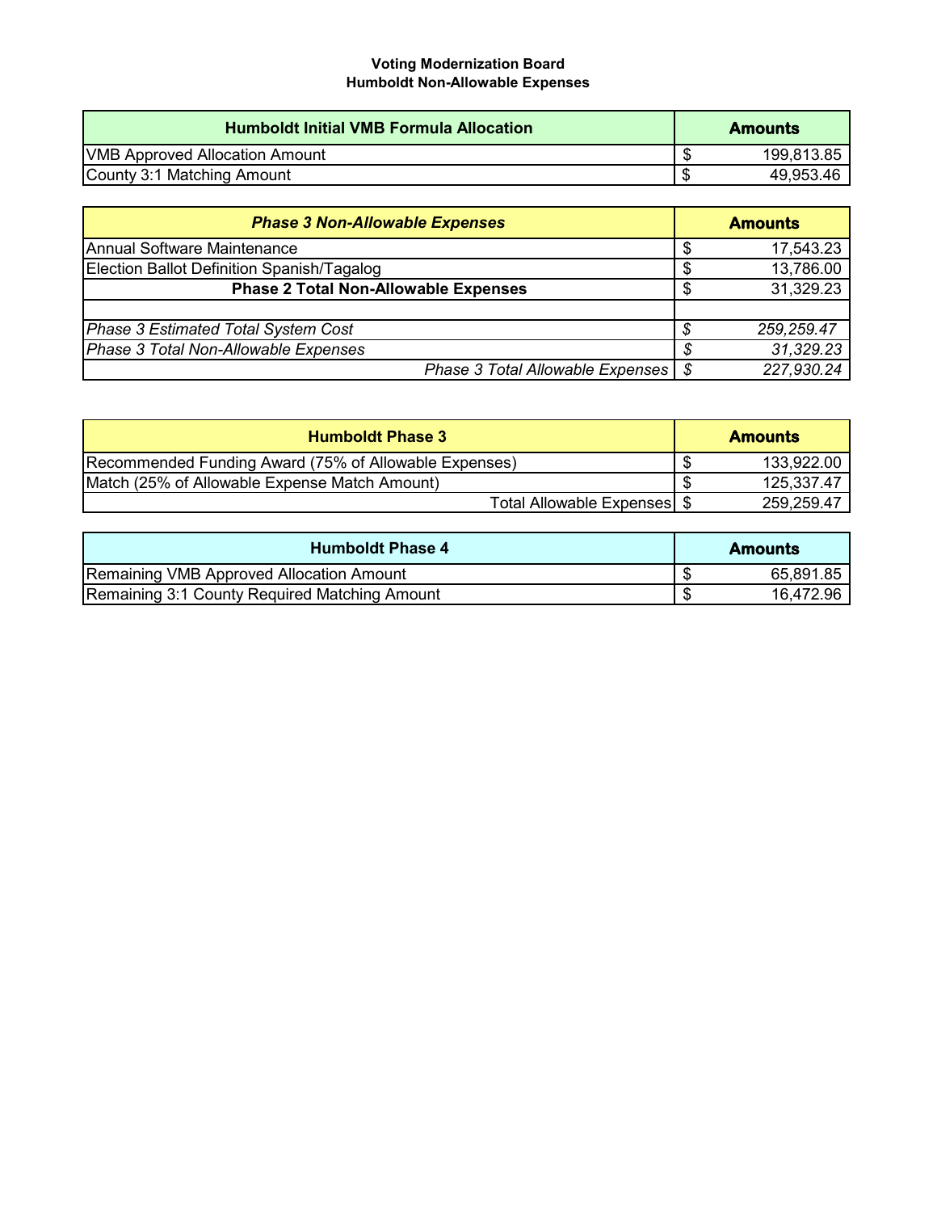**Voting Modernization Board**
**Humboldt Non-Allowable Expenses**

| **Humboldt Initial VMB Formula Allocation** | **Amounts** |
| --- | --- |
| VMB Approved Allocation Amount | $ 199,813.85 |
| County 3:1 Matching Amount | $ 49,953.46 |

| ***Phase 3 Non-Allowable Expenses*** | **Amounts** |
| --- | --- |
| Annual Software Maintenance | $ 17,543.23 |
| Election Ballot Definition Spanish/Tagalog | $ 13,786.00 |
| **Phase 2 Total Non-Allowable Expenses** | $ 31,329.23 |
| | |
| *Phase 3 Estimated Total System Cost* | *$ 259,259.47* |
| *Phase 3 Total Non-Allowable Expenses* | *$ 31,329.23* |
| *Phase 3 Total Allowable Expenses* | *$ 227,930.24* |

| **Humboldt Phase 3** | **Amounts** |
| --- | --- |
| Recommended Funding Award (75% of Allowable Expenses) | $ 133,922.00 |
| Match (25% of Allowable Expense Match Amount) | $ 125,337.47 |
| Total Allowable Expenses | $ 259,259.47 |

| **Humboldt Phase 4** | **Amounts** |
| --- | --- |
| Remaining VMB Approved Allocation Amount | $ 65,891.85 |
| Remaining 3:1 County Required Matching Amount | $ 16,472.96 |